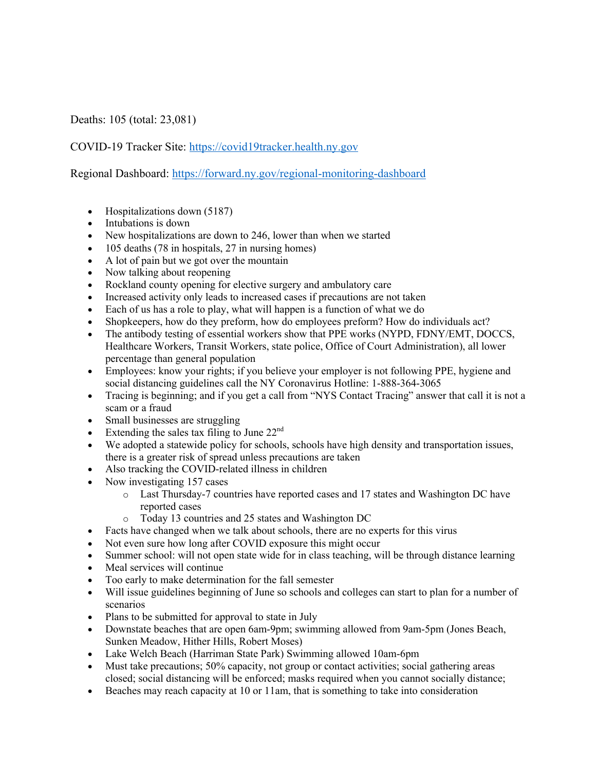Deaths: 105 (total: 23,081)

COVID-19 Tracker Site: https://covid19tracker.health.ny.gov

Regional Dashboard: https://forward.ny.gov/regional-monitoring-dashboard

- Hospitalizations down (5187)
- Intubations is down
- New hospitalizations are down to 246, lower than when we started
- 105 deaths (78 in hospitals, 27 in nursing homes)
- A lot of pain but we got over the mountain
- Now talking about reopening
- Rockland county opening for elective surgery and ambulatory care
- Increased activity only leads to increased cases if precautions are not taken
- Each of us has a role to play, what will happen is a function of what we do
- Shopkeepers, how do they preform, how do employees preform? How do individuals act?
- The antibody testing of essential workers show that PPE works (NYPD, FDNY/EMT, DOCCS, Healthcare Workers, Transit Workers, state police, Office of Court Administration), all lower percentage than general population
- Employees: know your rights; if you believe your employer is not following PPE, hygiene and social distancing guidelines call the NY Coronavirus Hotline: 1-888-364-3065
- Tracing is beginning; and if you get a call from "NYS Contact Tracing" answer that call it is not a scam or a fraud
- Small businesses are struggling
- Extending the sales tax filing to June 22nd
- We adopted a statewide policy for schools, schools have high density and transportation issues, there is a greater risk of spread unless precautions are taken
- Also tracking the COVID-related illness in children
- Now investigating 157 cases
  - Last Thursday-7 countries have reported cases and 17 states and Washington DC have reported cases
  - Today 13 countries and 25 states and Washington DC
- Facts have changed when we talk about schools, there are no experts for this virus
- Not even sure how long after COVID exposure this might occur
- Summer school: will not open state wide for in class teaching, will be through distance learning
- Meal services will continue
- Too early to make determination for the fall semester
- Will issue guidelines beginning of June so schools and colleges can start to plan for a number of scenarios
- Plans to be submitted for approval to state in July
- Downstate beaches that are open 6am-9pm; swimming allowed from 9am-5pm (Jones Beach, Sunken Meadow, Hither Hills, Robert Moses)
- Lake Welch Beach (Harriman State Park) Swimming allowed 10am-6pm
- Must take precautions; 50% capacity, not group or contact activities; social gathering areas closed; social distancing will be enforced; masks required when you cannot socially distance;
- Beaches may reach capacity at 10 or 11am, that is something to take into consideration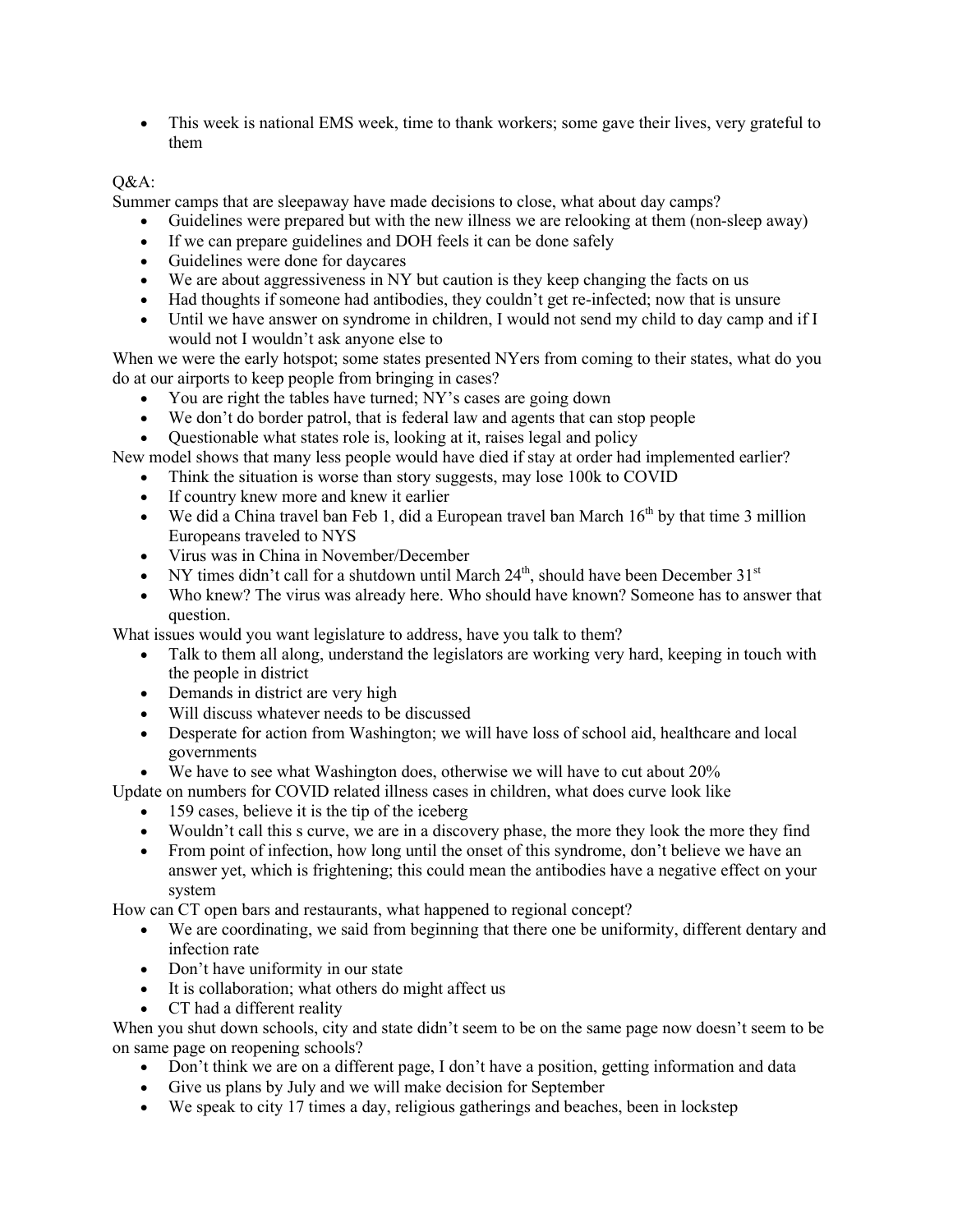- This week is national EMS week, time to thank workers; some gave their lives, very grateful to them

Q&A:

Summer camps that are sleepaway have made decisions to close, what about day camps?

- Guidelines were prepared but with the new illness we are relooking at them (non-sleep away)
- If we can prepare guidelines and DOH feels it can be done safely
- Guidelines were done for daycares
- We are about aggressiveness in NY but caution is they keep changing the facts on us
- Had thoughts if someone had antibodies, they couldn't get re-infected; now that is unsure
- Until we have answer on syndrome in children, I would not send my child to day camp and if I would not I wouldn't ask anyone else to

When we were the early hotspot; some states presented NYers from coming to their states, what do you do at our airports to keep people from bringing in cases?

- You are right the tables have turned; NY's cases are going down
- We don't do border patrol, that is federal law and agents that can stop people
- Questionable what states role is, looking at it, raises legal and policy

New model shows that many less people would have died if stay at order had implemented earlier?

- Think the situation is worse than story suggests, may lose 100k to COVID
- If country knew more and knew it earlier
- We did a China travel ban Feb 1, did a European travel ban March 16th by that time 3 million Europeans traveled to NYS
- Virus was in China in November/December
- NY times didn't call for a shutdown until March 24th, should have been December 31st
- Who knew? The virus was already here. Who should have known? Someone has to answer that question.

What issues would you want legislature to address, have you talk to them?

- Talk to them all along, understand the legislators are working very hard, keeping in touch with the people in district
- Demands in district are very high
- Will discuss whatever needs to be discussed
- Desperate for action from Washington; we will have loss of school aid, healthcare and local governments
- We have to see what Washington does, otherwise we will have to cut about 20%

Update on numbers for COVID related illness cases in children, what does curve look like

- 159 cases, believe it is the tip of the iceberg
- Wouldn't call this s curve, we are in a discovery phase, the more they look the more they find
- From point of infection, how long until the onset of this syndrome, don't believe we have an answer yet, which is frightening; this could mean the antibodies have a negative effect on your system

How can CT open bars and restaurants, what happened to regional concept?

- We are coordinating, we said from beginning that there one be uniformity, different dentary and infection rate
- Don't have uniformity in our state
- It is collaboration; what others do might affect us
- CT had a different reality

When you shut down schools, city and state didn't seem to be on the same page now doesn't seem to be on same page on reopening schools?

- Don't think we are on a different page, I don't have a position, getting information and data
- Give us plans by July and we will make decision for September
- We speak to city 17 times a day, religious gatherings and beaches, been in lockstep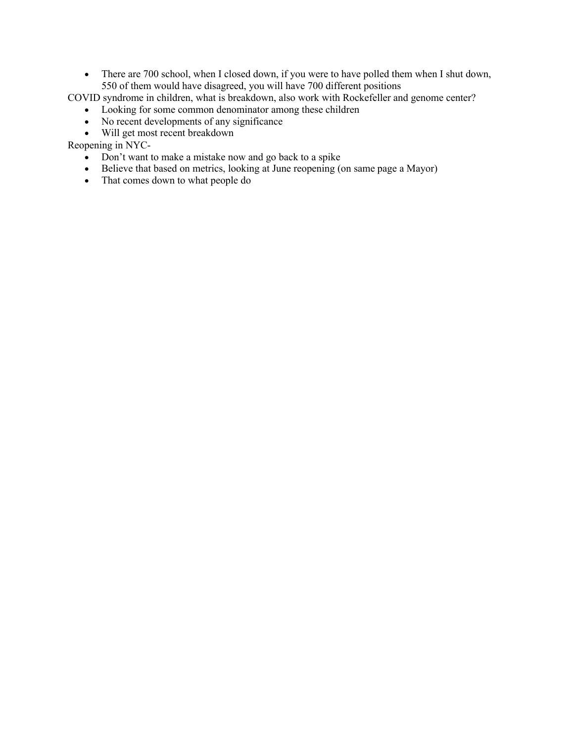- There are 700 school, when I closed down, if you were to have polled them when I shut down, 550 of them would have disagreed, you will have 700 different positions

COVID syndrome in children, what is breakdown, also work with Rockefeller and genome center?

- Looking for some common denominator among these children
- No recent developments of any significance
- Will get most recent breakdown

Reopening in NYC-

- Don't want to make a mistake now and go back to a spike
- Believe that based on metrics, looking at June reopening (on same page a Mayor)
- That comes down to what people do